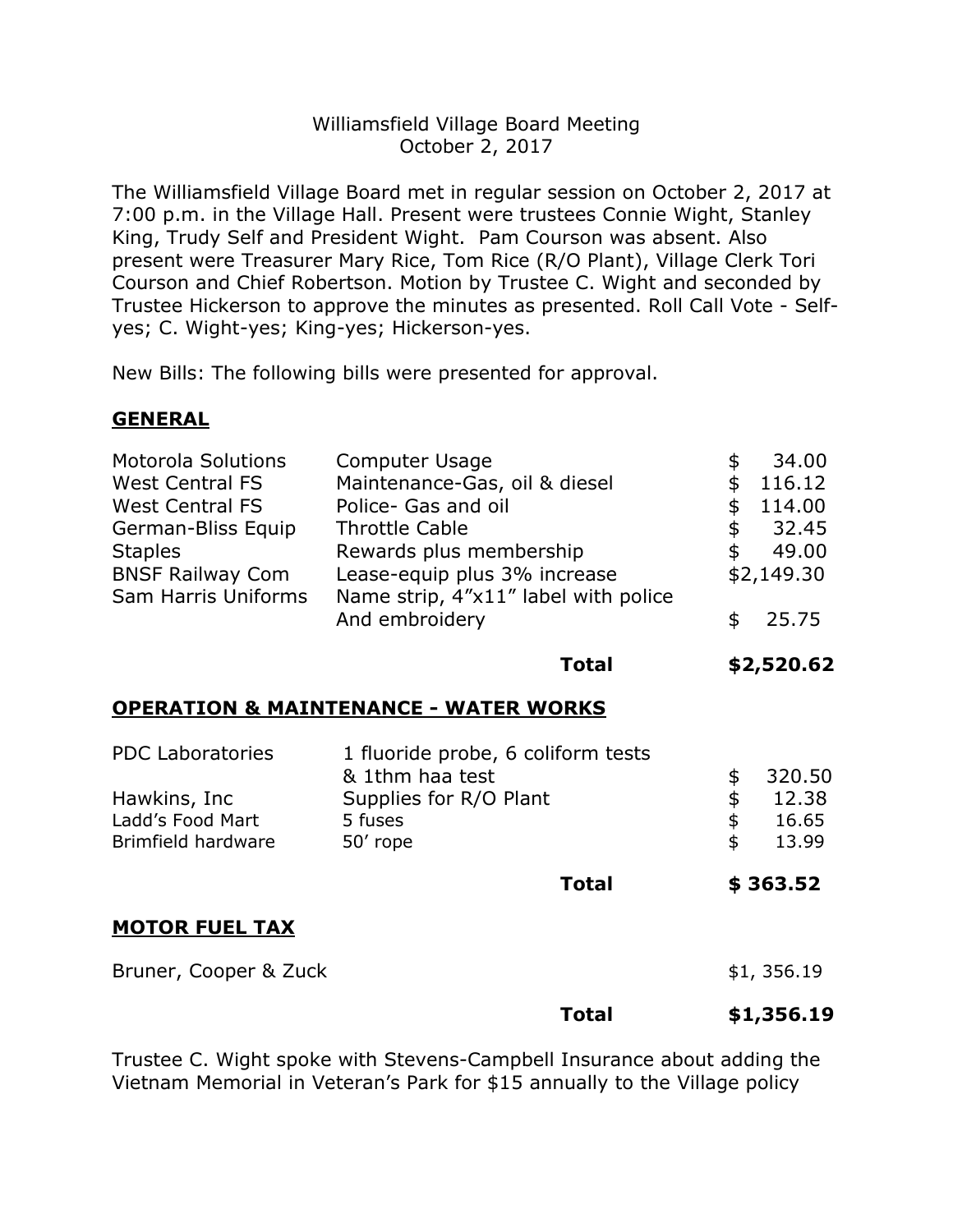Williamsfield Village Board Meeting
October 2, 2017

The Williamsfield Village Board met in regular session on October 2, 2017 at 7:00 p.m. in the Village Hall. Present were trustees Connie Wight, Stanley King, Trudy Self and President Wight. Pam Courson was absent. Also present were Treasurer Mary Rice, Tom Rice (R/O Plant), Village Clerk Tori Courson and Chief Robertson. Motion by Trustee C. Wight and seconded by Trustee Hickerson to approve the minutes as presented. Roll Call Vote - Self-yes; C. Wight-yes; King-yes; Hickerson-yes.

New Bills: The following bills were presented for approval.

## GENERAL

| | | |
|---|---|---|
| Motorola Solutions | Computer Usage | $ 34.00 |
| West Central FS | Maintenance-Gas, oil & diesel | $ 116.12 |
| West Central FS | Police- Gas and oil | $ 114.00 |
| German-Bliss Equip | Throttle Cable | $ 32.45 |
| Staples | Rewards plus membership | $ 49.00 |
| BNSF Railway Com | Lease-equip plus 3% increase | $2,149.30 |
| Sam Harris Uniforms | Name strip, 4"x11" label with police And embroidery | $ 25.75 |
| | **Total** | **$2,520.62** |

## OPERATION & MAINTENANCE - WATER WORKS

| | | |
|---|---|---|
| PDC Laboratories | 1 fluoride probe, 6 coliform tests & 1thm haa test | $ 320.50 |
| Hawkins, Inc | Supplies for R/O Plant | $ 12.38 |
| Ladd's Food Mart | 5 fuses | $ 16.65 |
| Brimfield hardware | 50' rope | $ 13.99 |
| | **Total** | **$ 363.52** |

## MOTOR FUEL TAX

| | | |
|---|---|---|
| Bruner, Cooper & Zuck | | $1, 356.19 |
| | **Total** | **$1,356.19** |

Trustee C. Wight spoke with Stevens-Campbell Insurance about adding the Vietnam Memorial in Veteran's Park for $15 annually to the Village policy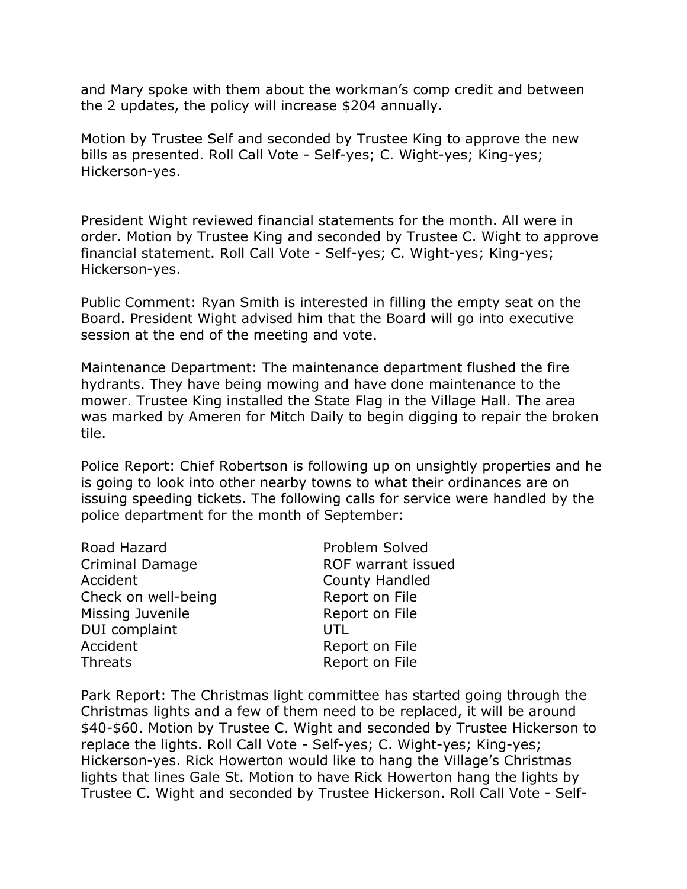and Mary spoke with them about the workman's comp credit and between the 2 updates, the policy will increase $204 annually.

Motion by Trustee Self and seconded by Trustee King to approve the new bills as presented. Roll Call Vote - Self-yes; C. Wight-yes; King-yes; Hickerson-yes.

President Wight reviewed financial statements for the month. All were in order. Motion by Trustee King and seconded by Trustee C. Wight to approve financial statement. Roll Call Vote - Self-yes; C. Wight-yes; King-yes; Hickerson-yes.

Public Comment: Ryan Smith is interested in filling the empty seat on the Board. President Wight advised him that the Board will go into executive session at the end of the meeting and vote.

Maintenance Department: The maintenance department flushed the fire hydrants. They have being mowing and have done maintenance to the mower. Trustee King installed the State Flag in the Village Hall. The area was marked by Ameren for Mitch Daily to begin digging to repair the broken tile.

Police Report: Chief Robertson is following up on unsightly properties and he is going to look into other nearby towns to what their ordinances are on issuing speeding tickets. The following calls for service were handled by the police department for the month of September:

| | |
|---|---|
| Road Hazard | Problem Solved |
| Criminal Damage | ROF warrant issued |
| Accident | County Handled |
| Check on well-being | Report on File |
| Missing Juvenile | Report on File |
| DUI complaint | UTL |
| Accident | Report on File |
| Threats | Report on File |

Park Report: The Christmas light committee has started going through the Christmas lights and a few of them need to be replaced, it will be around $40-$60. Motion by Trustee C. Wight and seconded by Trustee Hickerson to replace the lights. Roll Call Vote - Self-yes; C. Wight-yes; King-yes; Hickerson-yes. Rick Howerton would like to hang the Village's Christmas lights that lines Gale St. Motion to have Rick Howerton hang the lights by Trustee C. Wight and seconded by Trustee Hickerson. Roll Call Vote - Self-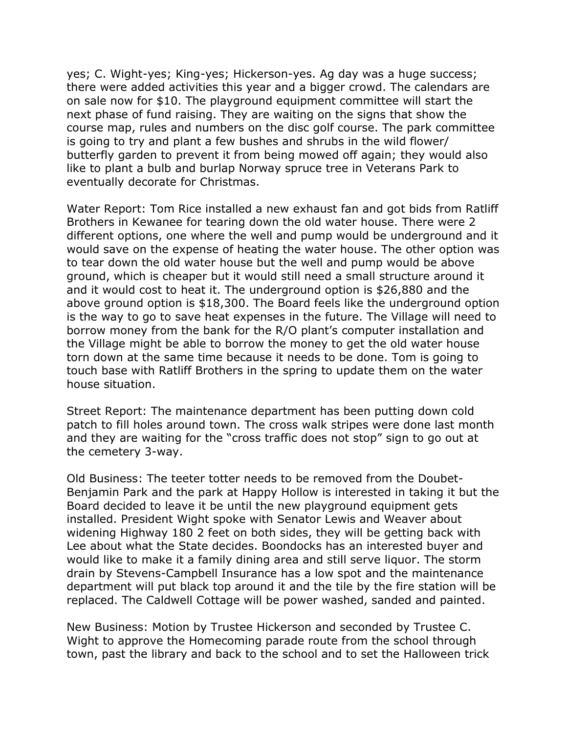yes; C. Wight-yes; King-yes; Hickerson-yes. Ag day was a huge success; there were added activities this year and a bigger crowd. The calendars are on sale now for $10. The playground equipment committee will start the next phase of fund raising. They are waiting on the signs that show the course map, rules and numbers on the disc golf course. The park committee is going to try and plant a few bushes and shrubs in the wild flower/ butterfly garden to prevent it from being mowed off again; they would also like to plant a bulb and burlap Norway spruce tree in Veterans Park to eventually decorate for Christmas.

Water Report: Tom Rice installed a new exhaust fan and got bids from Ratliff Brothers in Kewanee for tearing down the old water house. There were 2 different options, one where the well and pump would be underground and it would save on the expense of heating the water house. The other option was to tear down the old water house but the well and pump would be above ground, which is cheaper but it would still need a small structure around it and it would cost to heat it. The underground option is $26,880 and the above ground option is $18,300. The Board feels like the underground option is the way to go to save heat expenses in the future. The Village will need to borrow money from the bank for the R/O plant's computer installation and the Village might be able to borrow the money to get the old water house torn down at the same time because it needs to be done. Tom is going to touch base with Ratliff Brothers in the spring to update them on the water house situation.

Street Report: The maintenance department has been putting down cold patch to fill holes around town. The cross walk stripes were done last month and they are waiting for the "cross traffic does not stop" sign to go out at the cemetery 3-way.

Old Business: The teeter totter needs to be removed from the Doubet-Benjamin Park and the park at Happy Hollow is interested in taking it but the Board decided to leave it be until the new playground equipment gets installed. President Wight spoke with Senator Lewis and Weaver about widening Highway 180 2 feet on both sides, they will be getting back with Lee about what the State decides. Boondocks has an interested buyer and would like to make it a family dining area and still serve liquor. The storm drain by Stevens-Campbell Insurance has a low spot and the maintenance department will put black top around it and the tile by the fire station will be replaced. The Caldwell Cottage will be power washed, sanded and painted.

New Business: Motion by Trustee Hickerson and seconded by Trustee C. Wight to approve the Homecoming parade route from the school through town, past the library and back to the school and to set the Halloween trick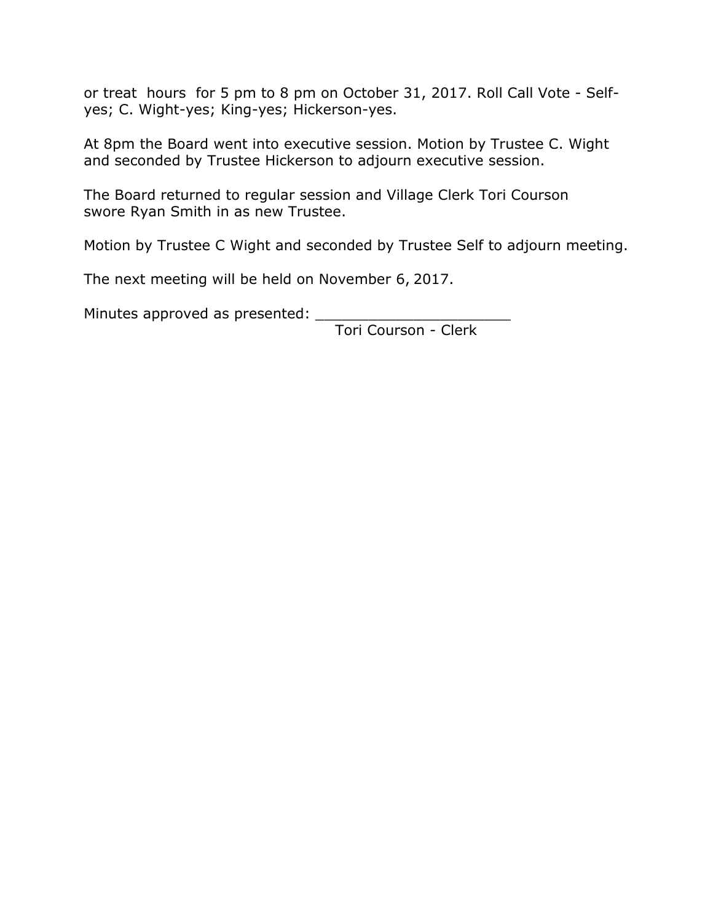or treat hours for 5 pm to 8 pm on October 31, 2017. Roll Call Vote - Self-yes; C. Wight-yes; King-yes; Hickerson-yes.

At 8pm the Board went into executive session. Motion by Trustee C. Wight and seconded by Trustee Hickerson to adjourn executive session.

The Board returned to regular session and Village Clerk Tori Courson swore Ryan Smith in as new Trustee.

Motion by Trustee C Wight and seconded by Trustee Self to adjourn meeting.

The next meeting will be held on November 6, 2017.

Minutes approved as presented: ______________________

Tori Courson - Clerk